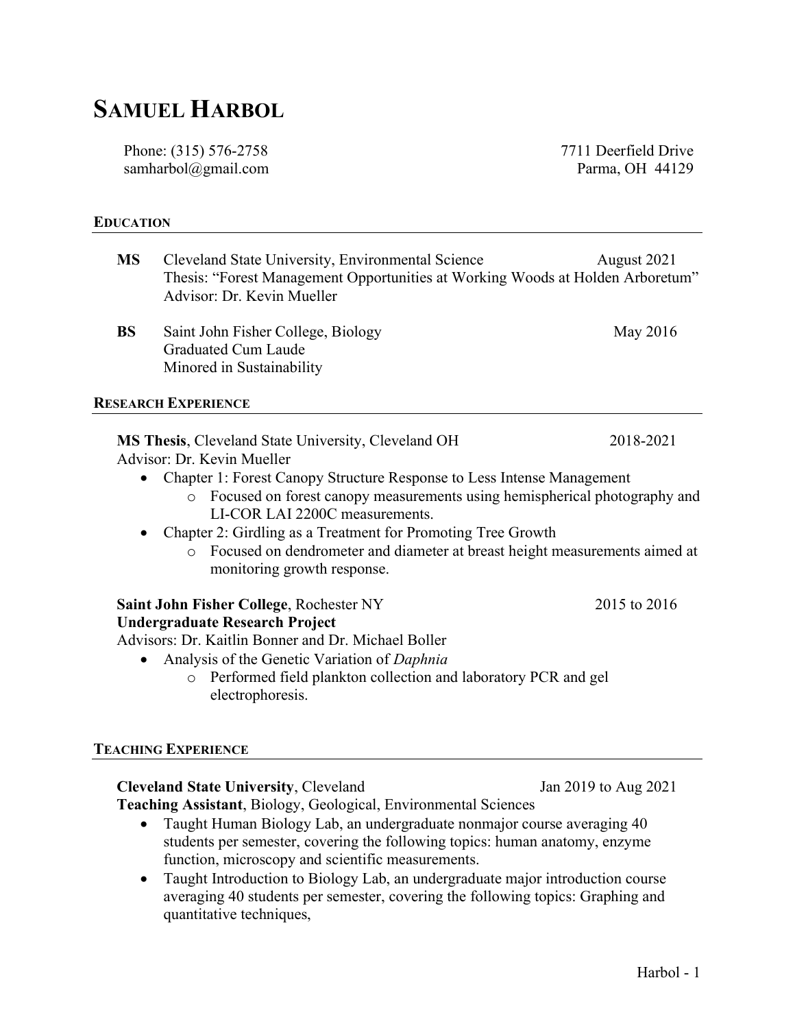# SAMUEL HARBOL

Phone: (315) 576-2758
samharbol@gmail.com

7711 Deerfield Drive
Parma, OH 44129

## EDUCATION

**MS** Cleveland State University, Environmental Science — August 2021
Thesis: "Forest Management Opportunities at Working Woods at Holden Arboretum"
Advisor: Dr. Kevin Mueller

**BS** Saint John Fisher College, Biology — May 2016
Graduated Cum Laude
Minored in Sustainability

## RESEARCH EXPERIENCE

**MS Thesis**, Cleveland State University, Cleveland OH — 2018-2021
Advisor: Dr. Kevin Mueller

- Chapter 1: Forest Canopy Structure Response to Less Intense Management
    - Focused on forest canopy measurements using hemispherical photography and LI-COR LAI 2200C measurements.
- Chapter 2: Girdling as a Treatment for Promoting Tree Growth
    - Focused on dendrometer and diameter at breast height measurements aimed at monitoring growth response.

**Saint John Fisher College**, Rochester NY — 2015 to 2016
**Undergraduate Research Project**
Advisors: Dr. Kaitlin Bonner and Dr. Michael Boller

- Analysis of the Genetic Variation of *Daphnia*
    - Performed field plankton collection and laboratory PCR and gel electrophoresis.

## TEACHING EXPERIENCE

**Cleveland State University**, Cleveland — Jan 2019 to Aug 2021
**Teaching Assistant**, Biology, Geological, Environmental Sciences

- Taught Human Biology Lab, an undergraduate nonmajor course averaging 40 students per semester, covering the following topics: human anatomy, enzyme function, microscopy and scientific measurements.
- Taught Introduction to Biology Lab, an undergraduate major introduction course averaging 40 students per semester, covering the following topics: Graphing and quantitative techniques,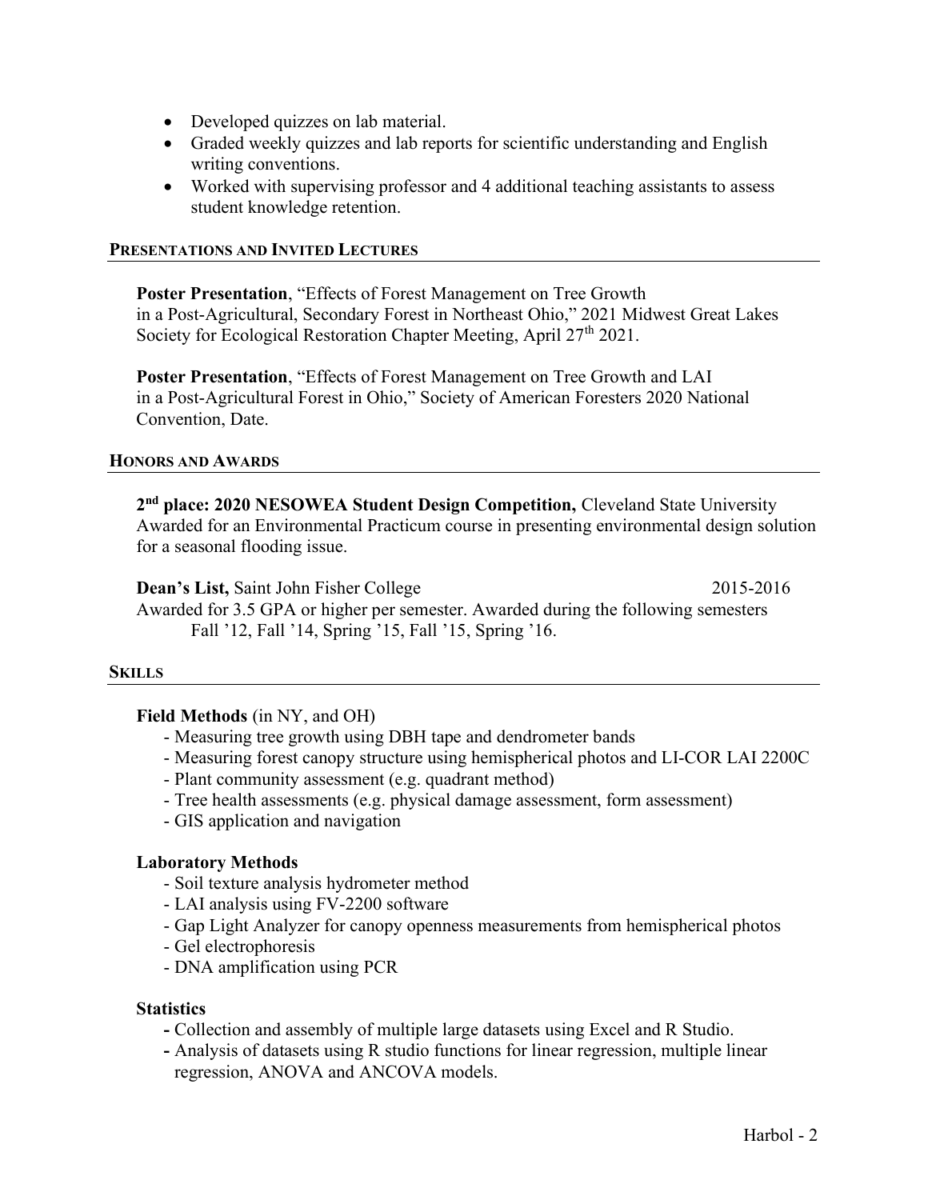- Developed quizzes on lab material.
- Graded weekly quizzes and lab reports for scientific understanding and English writing conventions.
- Worked with supervising professor and 4 additional teaching assistants to assess student knowledge retention.

## PRESENTATIONS AND INVITED LECTURES

**Poster Presentation**, "Effects of Forest Management on Tree Growth in a Post-Agricultural, Secondary Forest in Northeast Ohio," 2021 Midwest Great Lakes Society for Ecological Restoration Chapter Meeting, April 27th 2021.

**Poster Presentation**, "Effects of Forest Management on Tree Growth and LAI in a Post-Agricultural Forest in Ohio," Society of American Foresters 2020 National Convention, Date.

## HONORS AND AWARDS

**2nd place: 2020 NESOWEA Student Design Competition,** Cleveland State University
Awarded for an Environmental Practicum course in presenting environmental design solution for a seasonal flooding issue.

**Dean's List,** Saint John Fisher College 2015-2016
Awarded for 3.5 GPA or higher per semester. Awarded during the following semesters
Fall '12, Fall '14, Spring '15, Fall '15, Spring '16.

## SKILLS

**Field Methods** (in NY, and OH)
- Measuring tree growth using DBH tape and dendrometer bands
- Measuring forest canopy structure using hemispherical photos and LI-COR LAI 2200C
- Plant community assessment (e.g. quadrant method)
- Tree health assessments (e.g. physical damage assessment, form assessment)
- GIS application and navigation

**Laboratory Methods**
- Soil texture analysis hydrometer method
- LAI analysis using FV-2200 software
- Gap Light Analyzer for canopy openness measurements from hemispherical photos
- Gel electrophoresis
- DNA amplification using PCR

**Statistics**
- Collection and assembly of multiple large datasets using Excel and R Studio.
- Analysis of datasets using R studio functions for linear regression, multiple linear regression, ANOVA and ANCOVA models.